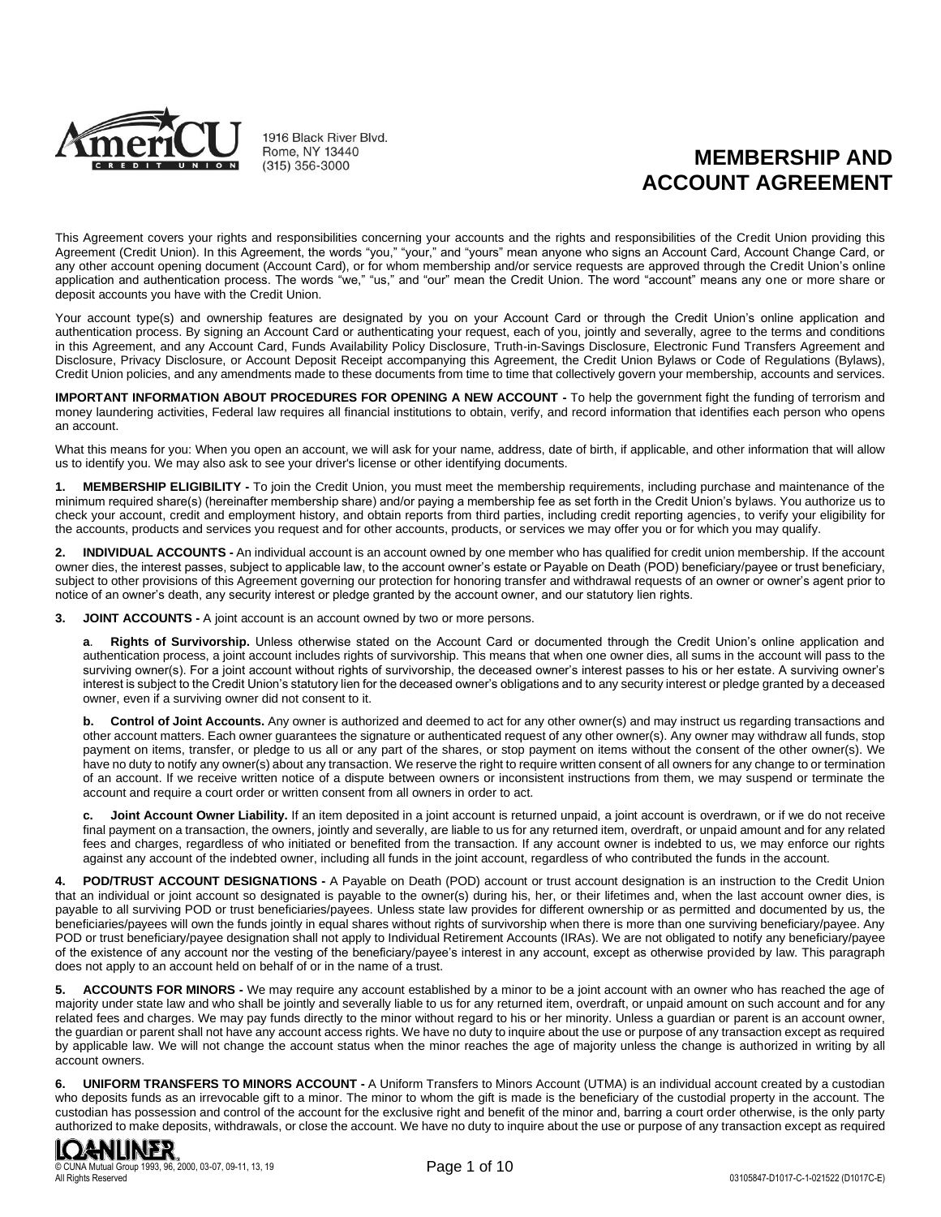AmeriCU Credit Union
1916 Black River Blvd.
Rome, NY 13440
(315) 356-3000

# MEMBERSHIP AND ACCOUNT AGREEMENT

This Agreement covers your rights and responsibilities concerning your accounts and the rights and responsibilities of the Credit Union providing this Agreement (Credit Union). In this Agreement, the words "you," "your," and "yours" mean anyone who signs an Account Card, Account Change Card, or any other account opening document (Account Card), or for whom membership and/or service requests are approved through the Credit Union's online application and authentication process. The words "we," "us," and "our" mean the Credit Union. The word "account" means any one or more share or deposit accounts you have with the Credit Union.

Your account type(s) and ownership features are designated by you on your Account Card or through the Credit Union's online application and authentication process. By signing an Account Card or authenticating your request, each of you, jointly and severally, agree to the terms and conditions in this Agreement, and any Account Card, Funds Availability Policy Disclosure, Truth-in-Savings Disclosure, Electronic Fund Transfers Agreement and Disclosure, Privacy Disclosure, or Account Deposit Receipt accompanying this Agreement, the Credit Union Bylaws or Code of Regulations (Bylaws), Credit Union policies, and any amendments made to these documents from time to time that collectively govern your membership, accounts and services.

**IMPORTANT INFORMATION ABOUT PROCEDURES FOR OPENING A NEW ACCOUNT -** To help the government fight the funding of terrorism and money laundering activities, Federal law requires all financial institutions to obtain, verify, and record information that identifies each person who opens an account.

What this means for you: When you open an account, we will ask for your name, address, date of birth, if applicable, and other information that will allow us to identify you. We may also ask to see your driver's license or other identifying documents.

**1. MEMBERSHIP ELIGIBILITY -** To join the Credit Union, you must meet the membership requirements, including purchase and maintenance of the minimum required share(s) (hereinafter membership share) and/or paying a membership fee as set forth in the Credit Union's bylaws. You authorize us to check your account, credit and employment history, and obtain reports from third parties, including credit reporting agencies, to verify your eligibility for the accounts, products and services you request and for other accounts, products, or services we may offer you or for which you may qualify.

**2. INDIVIDUAL ACCOUNTS -** An individual account is an account owned by one member who has qualified for credit union membership. If the account owner dies, the interest passes, subject to applicable law, to the account owner's estate or Payable on Death (POD) beneficiary/payee or trust beneficiary, subject to other provisions of this Agreement governing our protection for honoring transfer and withdrawal requests of an owner or owner's agent prior to notice of an owner's death, any security interest or pledge granted by the account owner, and our statutory lien rights.

**3. JOINT ACCOUNTS -** A joint account is an account owned by two or more persons.

**a. Rights of Survivorship.** Unless otherwise stated on the Account Card or documented through the Credit Union's online application and authentication process, a joint account includes rights of survivorship. This means that when one owner dies, all sums in the account will pass to the surviving owner(s). For a joint account without rights of survivorship, the deceased owner's interest passes to his or her estate. A surviving owner's interest is subject to the Credit Union's statutory lien for the deceased owner's obligations and to any security interest or pledge granted by a deceased owner, even if a surviving owner did not consent to it.

**b. Control of Joint Accounts.** Any owner is authorized and deemed to act for any other owner(s) and may instruct us regarding transactions and other account matters. Each owner guarantees the signature or authenticated request of any other owner(s). Any owner may withdraw all funds, stop payment on items, transfer, or pledge to us all or any part of the shares, or stop payment on items without the consent of the other owner(s). We have no duty to notify any owner(s) about any transaction. We reserve the right to require written consent of all owners for any change to or termination of an account. If we receive written notice of a dispute between owners or inconsistent instructions from them, we may suspend or terminate the account and require a court order or written consent from all owners in order to act.

**c. Joint Account Owner Liability.** If an item deposited in a joint account is returned unpaid, a joint account is overdrawn, or if we do not receive final payment on a transaction, the owners, jointly and severally, are liable to us for any returned item, overdraft, or unpaid amount and for any related fees and charges, regardless of who initiated or benefited from the transaction. If any account owner is indebted to us, we may enforce our rights against any account of the indebted owner, including all funds in the joint account, regardless of who contributed the funds in the account.

**4. POD/TRUST ACCOUNT DESIGNATIONS -** A Payable on Death (POD) account or trust account designation is an instruction to the Credit Union that an individual or joint account so designated is payable to the owner(s) during his, her, or their lifetimes and, when the last account owner dies, is payable to all surviving POD or trust beneficiaries/payees. Unless state law provides for different ownership or as permitted and documented by us, the beneficiaries/payees will own the funds jointly in equal shares without rights of survivorship when there is more than one surviving beneficiary/payee. Any POD or trust beneficiary/payee designation shall not apply to Individual Retirement Accounts (IRAs). We are not obligated to notify any beneficiary/payee of the existence of any account nor the vesting of the beneficiary/payee's interest in any account, except as otherwise provided by law. This paragraph does not apply to an account held on behalf of or in the name of a trust.

**5. ACCOUNTS FOR MINORS -** We may require any account established by a minor to be a joint account with an owner who has reached the age of majority under state law and who shall be jointly and severally liable to us for any returned item, overdraft, or unpaid amount on such account and for any related fees and charges. We may pay funds directly to the minor without regard to his or her minority. Unless a guardian or parent is an account owner, the guardian or parent shall not have any account access rights. We have no duty to inquire about the use or purpose of any transaction except as required by applicable law. We will not change the account status when the minor reaches the age of majority unless the change is authorized in writing by all account owners.

**6. UNIFORM TRANSFERS TO MINORS ACCOUNT -** A Uniform Transfers to Minors Account (UTMA) is an individual account created by a custodian who deposits funds as an irrevocable gift to a minor. The minor to whom the gift is made is the beneficiary of the custodial property in the account. The custodian has possession and control of the account for the exclusive right and benefit of the minor and, barring a court order otherwise, is the only party authorized to make deposits, withdrawals, or close the account. We have no duty to inquire about the use or purpose of any transaction except as required

LOANLINER
© CUNA Mutual Group 1993, 96, 2000, 03-07, 09-11, 13, 19
All Rights Reserved

03105847-D1017-C-1-021522 (D1017C-E)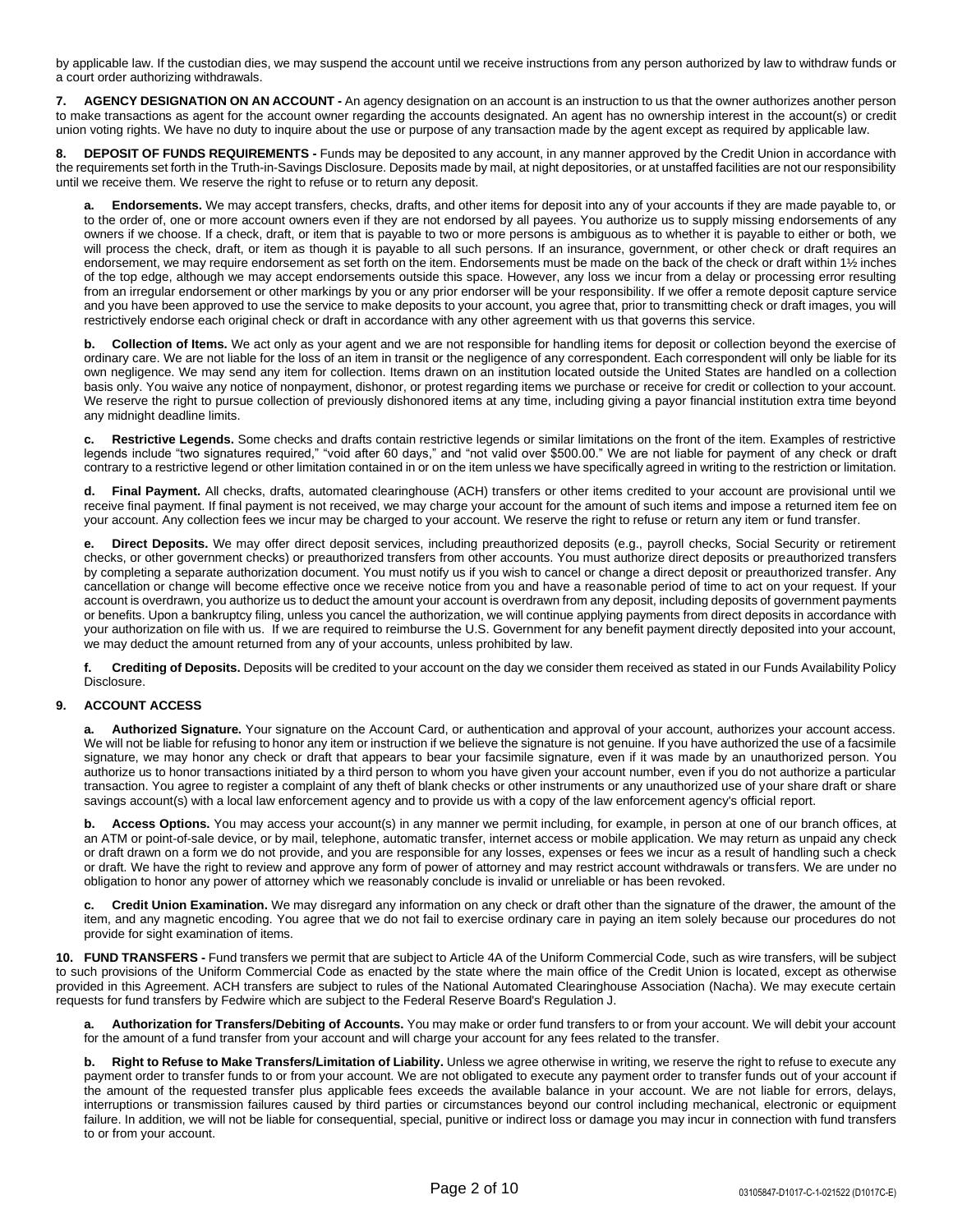by applicable law. If the custodian dies, we may suspend the account until we receive instructions from any person authorized by law to withdraw funds or a court order authorizing withdrawals.

**7. AGENCY DESIGNATION ON AN ACCOUNT -** An agency designation on an account is an instruction to us that the owner authorizes another person to make transactions as agent for the account owner regarding the accounts designated. An agent has no ownership interest in the account(s) or credit union voting rights. We have no duty to inquire about the use or purpose of any transaction made by the agent except as required by applicable law.

**8. DEPOSIT OF FUNDS REQUIREMENTS -** Funds may be deposited to any account, in any manner approved by the Credit Union in accordance with the requirements set forth in the Truth-in-Savings Disclosure. Deposits made by mail, at night depositories, or at unstaffed facilities are not our responsibility until we receive them. We reserve the right to refuse or to return any deposit.

**a. Endorsements.** We may accept transfers, checks, drafts, and other items for deposit into any of your accounts if they are made payable to, or to the order of, one or more account owners even if they are not endorsed by all payees. You authorize us to supply missing endorsements of any owners if we choose. If a check, draft, or item that is payable to two or more persons is ambiguous as to whether it is payable to either or both, we will process the check, draft, or item as though it is payable to all such persons. If an insurance, government, or other check or draft requires an endorsement, we may require endorsement as set forth on the item. Endorsements must be made on the back of the check or draft within 1½ inches of the top edge, although we may accept endorsements outside this space. However, any loss we incur from a delay or processing error resulting from an irregular endorsement or other markings by you or any prior endorser will be your responsibility. If we offer a remote deposit capture service and you have been approved to use the service to make deposits to your account, you agree that, prior to transmitting check or draft images, you will restrictively endorse each original check or draft in accordance with any other agreement with us that governs this service.

**b. Collection of Items.** We act only as your agent and we are not responsible for handling items for deposit or collection beyond the exercise of ordinary care. We are not liable for the loss of an item in transit or the negligence of any correspondent. Each correspondent will only be liable for its own negligence. We may send any item for collection. Items drawn on an institution located outside the United States are handled on a collection basis only. You waive any notice of nonpayment, dishonor, or protest regarding items we purchase or receive for credit or collection to your account. We reserve the right to pursue collection of previously dishonored items at any time, including giving a payor financial institution extra time beyond any midnight deadline limits.

**c. Restrictive Legends.** Some checks and drafts contain restrictive legends or similar limitations on the front of the item. Examples of restrictive legends include "two signatures required," "void after 60 days," and "not valid over $500.00." We are not liable for payment of any check or draft contrary to a restrictive legend or other limitation contained in or on the item unless we have specifically agreed in writing to the restriction or limitation.

**d. Final Payment.** All checks, drafts, automated clearinghouse (ACH) transfers or other items credited to your account are provisional until we receive final payment. If final payment is not received, we may charge your account for the amount of such items and impose a returned item fee on your account. Any collection fees we incur may be charged to your account. We reserve the right to refuse or return any item or fund transfer.

**e. Direct Deposits.** We may offer direct deposit services, including preauthorized deposits (e.g., payroll checks, Social Security or retirement checks, or other government checks) or preauthorized transfers from other accounts. You must authorize direct deposits or preauthorized transfers by completing a separate authorization document. You must notify us if you wish to cancel or change a direct deposit or preauthorized transfer. Any cancellation or change will become effective once we receive notice from you and have a reasonable period of time to act on your request. If your account is overdrawn, you authorize us to deduct the amount your account is overdrawn from any deposit, including deposits of government payments or benefits. Upon a bankruptcy filing, unless you cancel the authorization, we will continue applying payments from direct deposits in accordance with your authorization on file with us. If we are required to reimburse the U.S. Government for any benefit payment directly deposited into your account, we may deduct the amount returned from any of your accounts, unless prohibited by law.

**f. Crediting of Deposits.** Deposits will be credited to your account on the day we consider them received as stated in our Funds Availability Policy Disclosure.

**9. ACCOUNT ACCESS**

**a. Authorized Signature.** Your signature on the Account Card, or authentication and approval of your account, authorizes your account access. We will not be liable for refusing to honor any item or instruction if we believe the signature is not genuine. If you have authorized the use of a facsimile signature, we may honor any check or draft that appears to bear your facsimile signature, even if it was made by an unauthorized person. You authorize us to honor transactions initiated by a third person to whom you have given your account number, even if you do not authorize a particular transaction. You agree to register a complaint of any theft of blank checks or other instruments or any unauthorized use of your share draft or share savings account(s) with a local law enforcement agency and to provide us with a copy of the law enforcement agency's official report.

**b. Access Options.** You may access your account(s) in any manner we permit including, for example, in person at one of our branch offices, at an ATM or point-of-sale device, or by mail, telephone, automatic transfer, internet access or mobile application. We may return as unpaid any check or draft drawn on a form we do not provide, and you are responsible for any losses, expenses or fees we incur as a result of handling such a check or draft. We have the right to review and approve any form of power of attorney and may restrict account withdrawals or transfers. We are under no obligation to honor any power of attorney which we reasonably conclude is invalid or unreliable or has been revoked.

**c. Credit Union Examination.** We may disregard any information on any check or draft other than the signature of the drawer, the amount of the item, and any magnetic encoding. You agree that we do not fail to exercise ordinary care in paying an item solely because our procedures do not provide for sight examination of items.

**10. FUND TRANSFERS -** Fund transfers we permit that are subject to Article 4A of the Uniform Commercial Code, such as wire transfers, will be subject to such provisions of the Uniform Commercial Code as enacted by the state where the main office of the Credit Union is located, except as otherwise provided in this Agreement. ACH transfers are subject to rules of the National Automated Clearinghouse Association (Nacha). We may execute certain requests for fund transfers by Fedwire which are subject to the Federal Reserve Board's Regulation J.

**a. Authorization for Transfers/Debiting of Accounts.** You may make or order fund transfers to or from your account. We will debit your account for the amount of a fund transfer from your account and will charge your account for any fees related to the transfer.

**b. Right to Refuse to Make Transfers/Limitation of Liability.** Unless we agree otherwise in writing, we reserve the right to refuse to execute any payment order to transfer funds to or from your account. We are not obligated to execute any payment order to transfer funds out of your account if the amount of the requested transfer plus applicable fees exceeds the available balance in your account. We are not liable for errors, delays, interruptions or transmission failures caused by third parties or circumstances beyond our control including mechanical, electronic or equipment failure. In addition, we will not be liable for consequential, special, punitive or indirect loss or damage you may incur in connection with fund transfers to or from your account.

03105847-D1017-C-1-021522 (D1017C-E)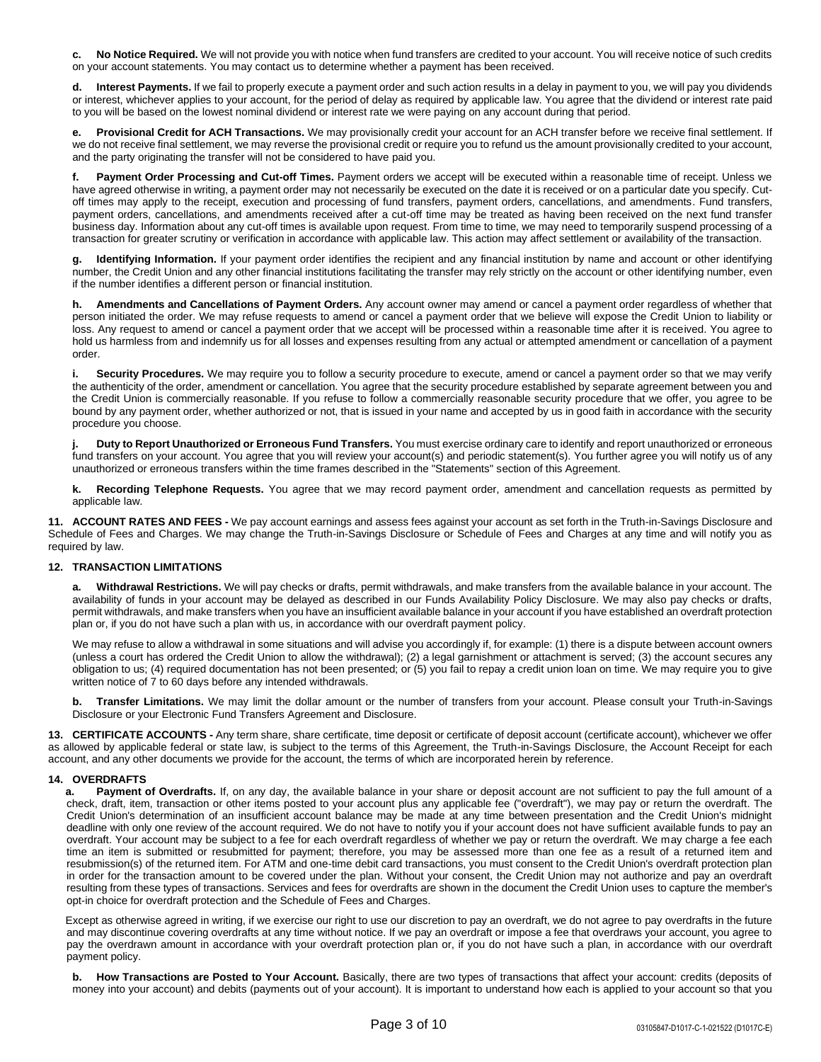**c. No Notice Required.** We will not provide you with notice when fund transfers are credited to your account. You will receive notice of such credits on your account statements. You may contact us to determine whether a payment has been received.

**d. Interest Payments.** If we fail to properly execute a payment order and such action results in a delay in payment to you, we will pay you dividends or interest, whichever applies to your account, for the period of delay as required by applicable law. You agree that the dividend or interest rate paid to you will be based on the lowest nominal dividend or interest rate we were paying on any account during that period.

**e. Provisional Credit for ACH Transactions.** We may provisionally credit your account for an ACH transfer before we receive final settlement. If we do not receive final settlement, we may reverse the provisional credit or require you to refund us the amount provisionally credited to your account, and the party originating the transfer will not be considered to have paid you.

**f. Payment Order Processing and Cut-off Times.** Payment orders we accept will be executed within a reasonable time of receipt. Unless we have agreed otherwise in writing, a payment order may not necessarily be executed on the date it is received or on a particular date you specify. Cut-off times may apply to the receipt, execution and processing of fund transfers, payment orders, cancellations, and amendments. Fund transfers, payment orders, cancellations, and amendments received after a cut-off time may be treated as having been received on the next fund transfer business day. Information about any cut-off times is available upon request. From time to time, we may need to temporarily suspend processing of a transaction for greater scrutiny or verification in accordance with applicable law. This action may affect settlement or availability of the transaction.

**g. Identifying Information.** If your payment order identifies the recipient and any financial institution by name and account or other identifying number, the Credit Union and any other financial institutions facilitating the transfer may rely strictly on the account or other identifying number, even if the number identifies a different person or financial institution.

**h. Amendments and Cancellations of Payment Orders.** Any account owner may amend or cancel a payment order regardless of whether that person initiated the order. We may refuse requests to amend or cancel a payment order that we believe will expose the Credit Union to liability or loss. Any request to amend or cancel a payment order that we accept will be processed within a reasonable time after it is received. You agree to hold us harmless from and indemnify us for all losses and expenses resulting from any actual or attempted amendment or cancellation of a payment order.

**i. Security Procedures.** We may require you to follow a security procedure to execute, amend or cancel a payment order so that we may verify the authenticity of the order, amendment or cancellation. You agree that the security procedure established by separate agreement between you and the Credit Union is commercially reasonable. If you refuse to follow a commercially reasonable security procedure that we offer, you agree to be bound by any payment order, whether authorized or not, that is issued in your name and accepted by us in good faith in accordance with the security procedure you choose.

**j. Duty to Report Unauthorized or Erroneous Fund Transfers.** You must exercise ordinary care to identify and report unauthorized or erroneous fund transfers on your account. You agree that you will review your account(s) and periodic statement(s). You further agree you will notify us of any unauthorized or erroneous transfers within the time frames described in the "Statements" section of this Agreement.

**k. Recording Telephone Requests.** You agree that we may record payment order, amendment and cancellation requests as permitted by applicable law.

**11. ACCOUNT RATES AND FEES -** We pay account earnings and assess fees against your account as set forth in the Truth-in-Savings Disclosure and Schedule of Fees and Charges. We may change the Truth-in-Savings Disclosure or Schedule of Fees and Charges at any time and will notify you as required by law.

**12. TRANSACTION LIMITATIONS**

**a. Withdrawal Restrictions.** We will pay checks or drafts, permit withdrawals, and make transfers from the available balance in your account. The availability of funds in your account may be delayed as described in our Funds Availability Policy Disclosure. We may also pay checks or drafts, permit withdrawals, and make transfers when you have an insufficient available balance in your account if you have established an overdraft protection plan or, if you do not have such a plan with us, in accordance with our overdraft payment policy.

We may refuse to allow a withdrawal in some situations and will advise you accordingly if, for example: (1) there is a dispute between account owners (unless a court has ordered the Credit Union to allow the withdrawal); (2) a legal garnishment or attachment is served; (3) the account secures any obligation to us; (4) required documentation has not been presented; or (5) you fail to repay a credit union loan on time. We may require you to give written notice of 7 to 60 days before any intended withdrawals.

**b. Transfer Limitations.** We may limit the dollar amount or the number of transfers from your account. Please consult your Truth-in-Savings Disclosure or your Electronic Fund Transfers Agreement and Disclosure.

**13. CERTIFICATE ACCOUNTS -** Any term share, share certificate, time deposit or certificate of deposit account (certificate account), whichever we offer as allowed by applicable federal or state law, is subject to the terms of this Agreement, the Truth-in-Savings Disclosure, the Account Receipt for each account, and any other documents we provide for the account, the terms of which are incorporated herein by reference.

**14. OVERDRAFTS**

**a. Payment of Overdrafts.** If, on any day, the available balance in your share or deposit account are not sufficient to pay the full amount of a check, draft, item, transaction or other items posted to your account plus any applicable fee ("overdraft"), we may pay or return the overdraft. The Credit Union's determination of an insufficient account balance may be made at any time between presentation and the Credit Union's midnight deadline with only one review of the account required. We do not have to notify you if your account does not have sufficient available funds to pay an overdraft. Your account may be subject to a fee for each overdraft regardless of whether we pay or return the overdraft. We may charge a fee each time an item is submitted or resubmitted for payment; therefore, you may be assessed more than one fee as a result of a returned item and resubmission(s) of the returned item. For ATM and one-time debit card transactions, you must consent to the Credit Union's overdraft protection plan in order for the transaction amount to be covered under the plan. Without your consent, the Credit Union may not authorize and pay an overdraft resulting from these types of transactions. Services and fees for overdrafts are shown in the document the Credit Union uses to capture the member's opt-in choice for overdraft protection and the Schedule of Fees and Charges.

Except as otherwise agreed in writing, if we exercise our right to use our discretion to pay an overdraft, we do not agree to pay overdrafts in the future and may discontinue covering overdrafts at any time without notice. If we pay an overdraft or impose a fee that overdraws your account, you agree to pay the overdrawn amount in accordance with your overdraft protection plan or, if you do not have such a plan, in accordance with our overdraft payment policy.

**b. How Transactions are Posted to Your Account.** Basically, there are two types of transactions that affect your account: credits (deposits of money into your account) and debits (payments out of your account). It is important to understand how each is applied to your account so that you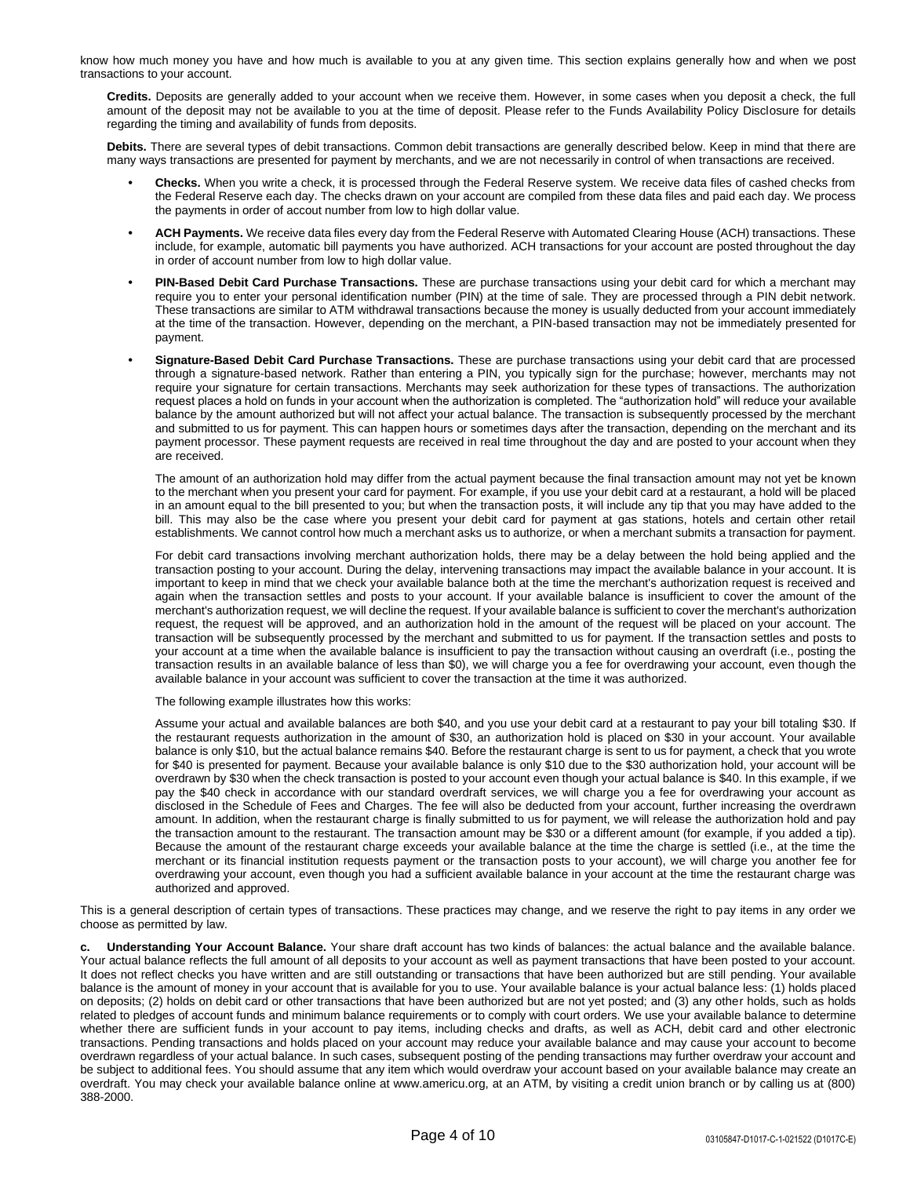know how much money you have and how much is available to you at any given time. This section explains generally how and when we post transactions to your account.

**Credits.** Deposits are generally added to your account when we receive them. However, in some cases when you deposit a check, the full amount of the deposit may not be available to you at the time of deposit. Please refer to the Funds Availability Policy Disclosure for details regarding the timing and availability of funds from deposits.

**Debits.** There are several types of debit transactions. Common debit transactions are generally described below. Keep in mind that there are many ways transactions are presented for payment by merchants, and we are not necessarily in control of when transactions are received.

- **Checks.** When you write a check, it is processed through the Federal Reserve system. We receive data files of cashed checks from the Federal Reserve each day. The checks drawn on your account are compiled from these data files and paid each day. We process the payments in order of accout number from low to high dollar value.
- **ACH Payments.** We receive data files every day from the Federal Reserve with Automated Clearing House (ACH) transactions. These include, for example, automatic bill payments you have authorized. ACH transactions for your account are posted throughout the day in order of account number from low to high dollar value.
- **PIN-Based Debit Card Purchase Transactions.** These are purchase transactions using your debit card for which a merchant may require you to enter your personal identification number (PIN) at the time of sale. They are processed through a PIN debit network. These transactions are similar to ATM withdrawal transactions because the money is usually deducted from your account immediately at the time of the transaction. However, depending on the merchant, a PIN-based transaction may not be immediately presented for payment.
- **Signature-Based Debit Card Purchase Transactions.** These are purchase transactions using your debit card that are processed through a signature-based network. Rather than entering a PIN, you typically sign for the purchase; however, merchants may not require your signature for certain transactions. Merchants may seek authorization for these types of transactions. The authorization request places a hold on funds in your account when the authorization is completed. The "authorization hold" will reduce your available balance by the amount authorized but will not affect your actual balance. The transaction is subsequently processed by the merchant and submitted to us for payment. This can happen hours or sometimes days after the transaction, depending on the merchant and its payment processor. These payment requests are received in real time throughout the day and are posted to your account when they are received.

  The amount of an authorization hold may differ from the actual payment because the final transaction amount may not yet be known to the merchant when you present your card for payment. For example, if you use your debit card at a restaurant, a hold will be placed in an amount equal to the bill presented to you; but when the transaction posts, it will include any tip that you may have added to the bill. This may also be the case where you present your debit card for payment at gas stations, hotels and certain other retail establishments. We cannot control how much a merchant asks us to authorize, or when a merchant submits a transaction for payment.

  For debit card transactions involving merchant authorization holds, there may be a delay between the hold being applied and the transaction posting to your account. During the delay, intervening transactions may impact the available balance in your account. It is important to keep in mind that we check your available balance both at the time the merchant's authorization request is received and again when the transaction settles and posts to your account. If your available balance is insufficient to cover the amount of the merchant's authorization request, we will decline the request. If your available balance is sufficient to cover the merchant's authorization request, the request will be approved, and an authorization hold in the amount of the request will be placed on your account. The transaction will be subsequently processed by the merchant and submitted to us for payment. If the transaction settles and posts to your account at a time when the available balance is insufficient to pay the transaction without causing an overdraft (i.e., posting the transaction results in an available balance of less than $0), we will charge you a fee for overdrawing your account, even though the available balance in your account was sufficient to cover the transaction at the time it was authorized.

  The following example illustrates how this works:

  Assume your actual and available balances are both $40, and you use your debit card at a restaurant to pay your bill totaling $30. If the restaurant requests authorization in the amount of $30, an authorization hold is placed on $30 in your account. Your available balance is only $10, but the actual balance remains $40. Before the restaurant charge is sent to us for payment, a check that you wrote for $40 is presented for payment. Because your available balance is only $10 due to the $30 authorization hold, your account will be overdrawn by $30 when the check transaction is posted to your account even though your actual balance is $40. In this example, if we pay the $40 check in accordance with our standard overdraft services, we will charge you a fee for overdrawing your account as disclosed in the Schedule of Fees and Charges. The fee will also be deducted from your account, further increasing the overdrawn amount. In addition, when the restaurant charge is finally submitted to us for payment, we will release the authorization hold and pay the transaction amount to the restaurant. The transaction amount may be $30 or a different amount (for example, if you added a tip). Because the amount of the restaurant charge exceeds your available balance at the time the charge is settled (i.e., at the time the merchant or its financial institution requests payment or the transaction posts to your account), we will charge you another fee for overdrawing your account, even though you had a sufficient available balance in your account at the time the restaurant charge was authorized and approved.

This is a general description of certain types of transactions. These practices may change, and we reserve the right to pay items in any order we choose as permitted by law.

**c. Understanding Your Account Balance.** Your share draft account has two kinds of balances: the actual balance and the available balance. Your actual balance reflects the full amount of all deposits to your account as well as payment transactions that have been posted to your account. It does not reflect checks you have written and are still outstanding or transactions that have been authorized but are still pending. Your available balance is the amount of money in your account that is available for you to use. Your available balance is your actual balance less: (1) holds placed on deposits; (2) holds on debit card or other transactions that have been authorized but are not yet posted; and (3) any other holds, such as holds related to pledges of account funds and minimum balance requirements or to comply with court orders. We use your available balance to determine whether there are sufficient funds in your account to pay items, including checks and drafts, as well as ACH, debit card and other electronic transactions. Pending transactions and holds placed on your account may reduce your available balance and may cause your account to become overdrawn regardless of your actual balance. In such cases, subsequent posting of the pending transactions may further overdraw your account and be subject to additional fees. You should assume that any item which would overdraw your account based on your available balance may create an overdraft. You may check your available balance online at www.americu.org, at an ATM, by visiting a credit union branch or by calling us at (800) 388-2000.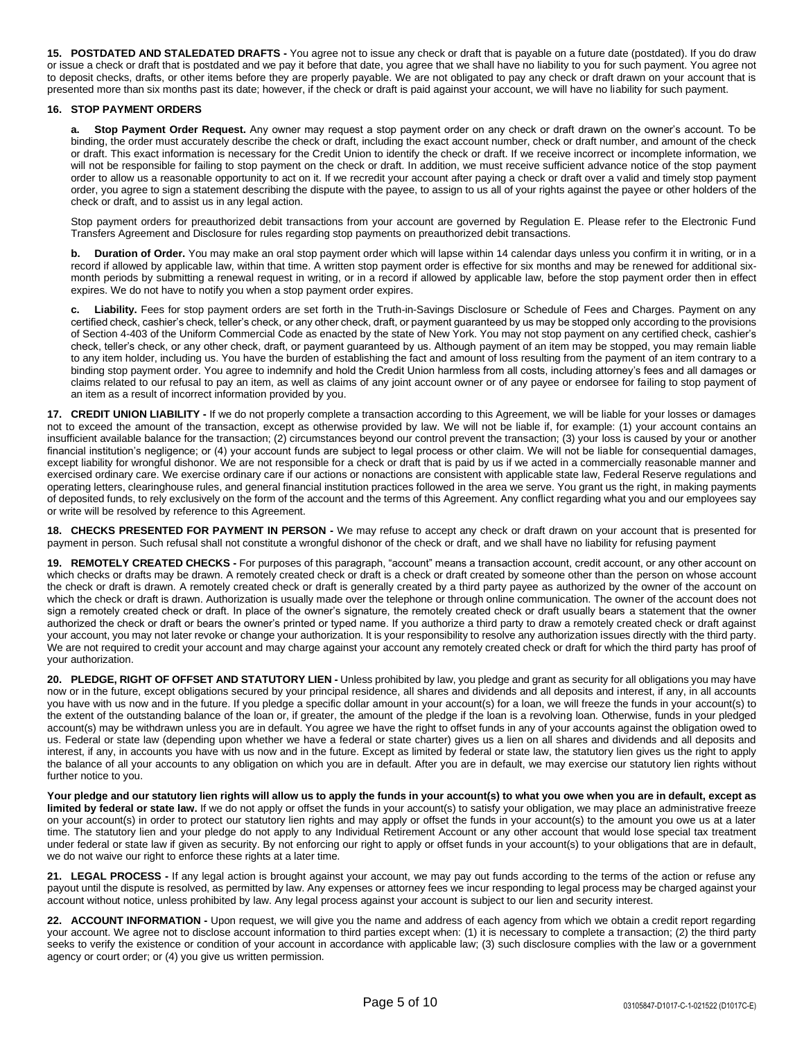**15. POSTDATED AND STALEDATED DRAFTS -** You agree not to issue any check or draft that is payable on a future date (postdated). If you do draw or issue a check or draft that is postdated and we pay it before that date, you agree that we shall have no liability to you for such payment. You agree not to deposit checks, drafts, or other items before they are properly payable. We are not obligated to pay any check or draft drawn on your account that is presented more than six months past its date; however, if the check or draft is paid against your account, we will have no liability for such payment.

**16. STOP PAYMENT ORDERS**

**a. Stop Payment Order Request.** Any owner may request a stop payment order on any check or draft drawn on the owner's account. To be binding, the order must accurately describe the check or draft, including the exact account number, check or draft number, and amount of the check or draft. This exact information is necessary for the Credit Union to identify the check or draft. If we receive incorrect or incomplete information, we will not be responsible for failing to stop payment on the check or draft. In addition, we must receive sufficient advance notice of the stop payment order to allow us a reasonable opportunity to act on it. If we recredit your account after paying a check or draft over a valid and timely stop payment order, you agree to sign a statement describing the dispute with the payee, to assign to us all of your rights against the payee or other holders of the check or draft, and to assist us in any legal action.

Stop payment orders for preauthorized debit transactions from your account are governed by Regulation E. Please refer to the Electronic Fund Transfers Agreement and Disclosure for rules regarding stop payments on preauthorized debit transactions.

**b. Duration of Order.** You may make an oral stop payment order which will lapse within 14 calendar days unless you confirm it in writing, or in a record if allowed by applicable law, within that time. A written stop payment order is effective for six months and may be renewed for additional six-month periods by submitting a renewal request in writing, or in a record if allowed by applicable law, before the stop payment order then in effect expires. We do not have to notify you when a stop payment order expires.

**c. Liability.** Fees for stop payment orders are set forth in the Truth-in-Savings Disclosure or Schedule of Fees and Charges. Payment on any certified check, cashier's check, teller's check, or any other check, draft, or payment guaranteed by us may be stopped only according to the provisions of Section 4-403 of the Uniform Commercial Code as enacted by the state of New York. You may not stop payment on any certified check, cashier's check, teller's check, or any other check, draft, or payment guaranteed by us. Although payment of an item may be stopped, you may remain liable to any item holder, including us. You have the burden of establishing the fact and amount of loss resulting from the payment of an item contrary to a binding stop payment order. You agree to indemnify and hold the Credit Union harmless from all costs, including attorney's fees and all damages or claims related to our refusal to pay an item, as well as claims of any joint account owner or of any payee or endorsee for failing to stop payment of an item as a result of incorrect information provided by you.

**17. CREDIT UNION LIABILITY -** If we do not properly complete a transaction according to this Agreement, we will be liable for your losses or damages not to exceed the amount of the transaction, except as otherwise provided by law. We will not be liable if, for example: (1) your account contains an insufficient available balance for the transaction; (2) circumstances beyond our control prevent the transaction; (3) your loss is caused by your or another financial institution's negligence; or (4) your account funds are subject to legal process or other claim. We will not be liable for consequential damages, except liability for wrongful dishonor. We are not responsible for a check or draft that is paid by us if we acted in a commercially reasonable manner and exercised ordinary care. We exercise ordinary care if our actions or nonactions are consistent with applicable state law, Federal Reserve regulations and operating letters, clearinghouse rules, and general financial institution practices followed in the area we serve. You grant us the right, in making payments of deposited funds, to rely exclusively on the form of the account and the terms of this Agreement. Any conflict regarding what you and our employees say or write will be resolved by reference to this Agreement.

**18. CHECKS PRESENTED FOR PAYMENT IN PERSON -** We may refuse to accept any check or draft drawn on your account that is presented for payment in person. Such refusal shall not constitute a wrongful dishonor of the check or draft, and we shall have no liability for refusing payment

**19. REMOTELY CREATED CHECKS -** For purposes of this paragraph, "account" means a transaction account, credit account, or any other account on which checks or drafts may be drawn. A remotely created check or draft is a check or draft created by someone other than the person on whose account the check or draft is drawn. A remotely created check or draft is generally created by a third party payee as authorized by the owner of the account on which the check or draft is drawn. Authorization is usually made over the telephone or through online communication. The owner of the account does not sign a remotely created check or draft. In place of the owner's signature, the remotely created check or draft usually bears a statement that the owner authorized the check or draft or bears the owner's printed or typed name. If you authorize a third party to draw a remotely created check or draft against your account, you may not later revoke or change your authorization. It is your responsibility to resolve any authorization issues directly with the third party. We are not required to credit your account and may charge against your account any remotely created check or draft for which the third party has proof of your authorization.

**20. PLEDGE, RIGHT OF OFFSET AND STATUTORY LIEN -** Unless prohibited by law, you pledge and grant as security for all obligations you may have now or in the future, except obligations secured by your principal residence, all shares and dividends and all deposits and interest, if any, in all accounts you have with us now and in the future. If you pledge a specific dollar amount in your account(s) for a loan, we will freeze the funds in your account(s) to the extent of the outstanding balance of the loan or, if greater, the amount of the pledge if the loan is a revolving loan. Otherwise, funds in your pledged account(s) may be withdrawn unless you are in default. You agree we have the right to offset funds in any of your accounts against the obligation owed to us. Federal or state law (depending upon whether we have a federal or state charter) gives us a lien on all shares and dividends and all deposits and interest, if any, in accounts you have with us now and in the future. Except as limited by federal or state law, the statutory lien gives us the right to apply the balance of all your accounts to any obligation on which you are in default. After you are in default, we may exercise our statutory lien rights without further notice to you.

**Your pledge and our statutory lien rights will allow us to apply the funds in your account(s) to what you owe when you are in default, except as limited by federal or state law.** If we do not apply or offset the funds in your account(s) to satisfy your obligation, we may place an administrative freeze on your account(s) in order to protect our statutory lien rights and may apply or offset the funds in your account(s) to the amount you owe us at a later time. The statutory lien and your pledge do not apply to any Individual Retirement Account or any other account that would lose special tax treatment under federal or state law if given as security. By not enforcing our right to apply or offset funds in your account(s) to your obligations that are in default, we do not waive our right to enforce these rights at a later time.

**21. LEGAL PROCESS -** If any legal action is brought against your account, we may pay out funds according to the terms of the action or refuse any payout until the dispute is resolved, as permitted by law. Any expenses or attorney fees we incur responding to legal process may be charged against your account without notice, unless prohibited by law. Any legal process against your account is subject to our lien and security interest.

**22. ACCOUNT INFORMATION -** Upon request, we will give you the name and address of each agency from which we obtain a credit report regarding your account. We agree not to disclose account information to third parties except when: (1) it is necessary to complete a transaction; (2) the third party seeks to verify the existence or condition of your account in accordance with applicable law; (3) such disclosure complies with the law or a government agency or court order; or (4) you give us written permission.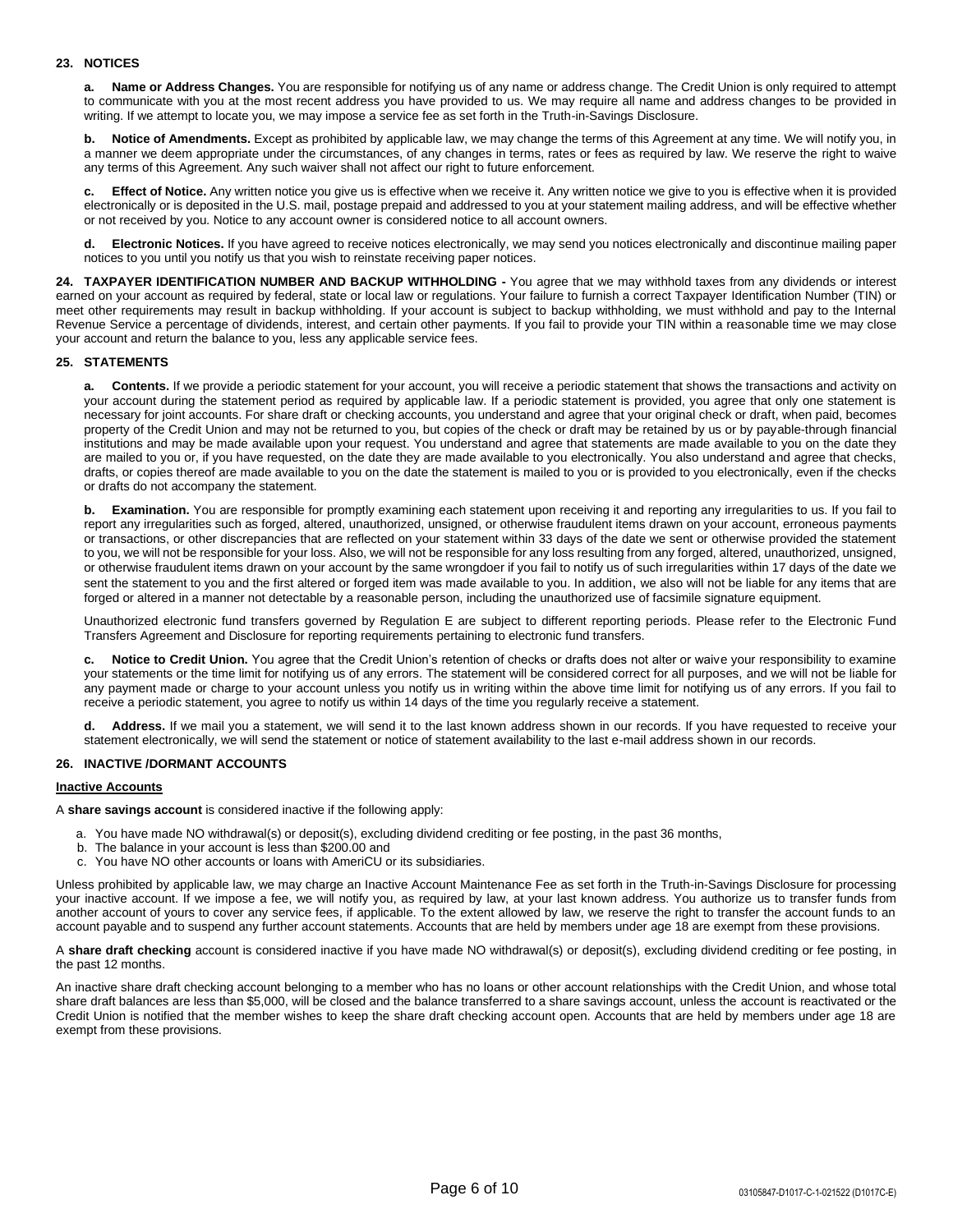## 23. NOTICES

**a. Name or Address Changes.** You are responsible for notifying us of any name or address change. The Credit Union is only required to attempt to communicate with you at the most recent address you have provided to us. We may require all name and address changes to be provided in writing. If we attempt to locate you, we may impose a service fee as set forth in the Truth-in-Savings Disclosure.

**b. Notice of Amendments.** Except as prohibited by applicable law, we may change the terms of this Agreement at any time. We will notify you, in a manner we deem appropriate under the circumstances, of any changes in terms, rates or fees as required by law. We reserve the right to waive any terms of this Agreement. Any such waiver shall not affect our right to future enforcement.

**c. Effect of Notice.** Any written notice you give us is effective when we receive it. Any written notice we give to you is effective when it is provided electronically or is deposited in the U.S. mail, postage prepaid and addressed to you at your statement mailing address, and will be effective whether or not received by you. Notice to any account owner is considered notice to all account owners.

**d. Electronic Notices.** If you have agreed to receive notices electronically, we may send you notices electronically and discontinue mailing paper notices to you until you notify us that you wish to reinstate receiving paper notices.

**24. TAXPAYER IDENTIFICATION NUMBER AND BACKUP WITHHOLDING -** You agree that we may withhold taxes from any dividends or interest earned on your account as required by federal, state or local law or regulations. Your failure to furnish a correct Taxpayer Identification Number (TIN) or meet other requirements may result in backup withholding. If your account is subject to backup withholding, we must withhold and pay to the Internal Revenue Service a percentage of dividends, interest, and certain other payments. If you fail to provide your TIN within a reasonable time we may close your account and return the balance to you, less any applicable service fees.

## 25. STATEMENTS

**a. Contents.** If we provide a periodic statement for your account, you will receive a periodic statement that shows the transactions and activity on your account during the statement period as required by applicable law. If a periodic statement is provided, you agree that only one statement is necessary for joint accounts. For share draft or checking accounts, you understand and agree that your original check or draft, when paid, becomes property of the Credit Union and may not be returned to you, but copies of the check or draft may be retained by us or by payable-through financial institutions and may be made available upon your request. You understand and agree that statements are made available to you on the date they are mailed to you or, if you have requested, on the date they are made available to you electronically. You also understand and agree that checks, drafts, or copies thereof are made available to you on the date the statement is mailed to you or is provided to you electronically, even if the checks or drafts do not accompany the statement.

**b. Examination.** You are responsible for promptly examining each statement upon receiving it and reporting any irregularities to us. If you fail to report any irregularities such as forged, altered, unauthorized, unsigned, or otherwise fraudulent items drawn on your account, erroneous payments or transactions, or other discrepancies that are reflected on your statement within 33 days of the date we sent or otherwise provided the statement to you, we will not be responsible for your loss. Also, we will not be responsible for any loss resulting from any forged, altered, unauthorized, unsigned, or otherwise fraudulent items drawn on your account by the same wrongdoer if you fail to notify us of such irregularities within 17 days of the date we sent the statement to you and the first altered or forged item was made available to you. In addition, we also will not be liable for any items that are forged or altered in a manner not detectable by a reasonable person, including the unauthorized use of facsimile signature equipment.

Unauthorized electronic fund transfers governed by Regulation E are subject to different reporting periods. Please refer to the Electronic Fund Transfers Agreement and Disclosure for reporting requirements pertaining to electronic fund transfers.

**c. Notice to Credit Union.** You agree that the Credit Union's retention of checks or drafts does not alter or waive your responsibility to examine your statements or the time limit for notifying us of any errors. The statement will be considered correct for all purposes, and we will not be liable for any payment made or charge to your account unless you notify us in writing within the above time limit for notifying us of any errors. If you fail to receive a periodic statement, you agree to notify us within 14 days of the time you regularly receive a statement.

**d. Address.** If we mail you a statement, we will send it to the last known address shown in our records. If you have requested to receive your statement electronically, we will send the statement or notice of statement availability to the last e-mail address shown in our records.

## 26. INACTIVE /DORMANT ACCOUNTS

**Inactive Accounts**

A **share savings account** is considered inactive if the following apply:

a. You have made NO withdrawal(s) or deposit(s), excluding dividend crediting or fee posting, in the past 36 months,
b. The balance in your account is less than $200.00 and
c. You have NO other accounts or loans with AmeriCU or its subsidiaries.

Unless prohibited by applicable law, we may charge an Inactive Account Maintenance Fee as set forth in the Truth-in-Savings Disclosure for processing your inactive account. If we impose a fee, we will notify you, as required by law, at your last known address. You authorize us to transfer funds from another account of yours to cover any service fees, if applicable. To the extent allowed by law, we reserve the right to transfer the account funds to an account payable and to suspend any further account statements. Accounts that are held by members under age 18 are exempt from these provisions.

A **share draft checking** account is considered inactive if you have made NO withdrawal(s) or deposit(s), excluding dividend crediting or fee posting, in the past 12 months.

An inactive share draft checking account belonging to a member who has no loans or other account relationships with the Credit Union, and whose total share draft balances are less than $5,000, will be closed and the balance transferred to a share savings account, unless the account is reactivated or the Credit Union is notified that the member wishes to keep the share draft checking account open. Accounts that are held by members under age 18 are exempt from these provisions.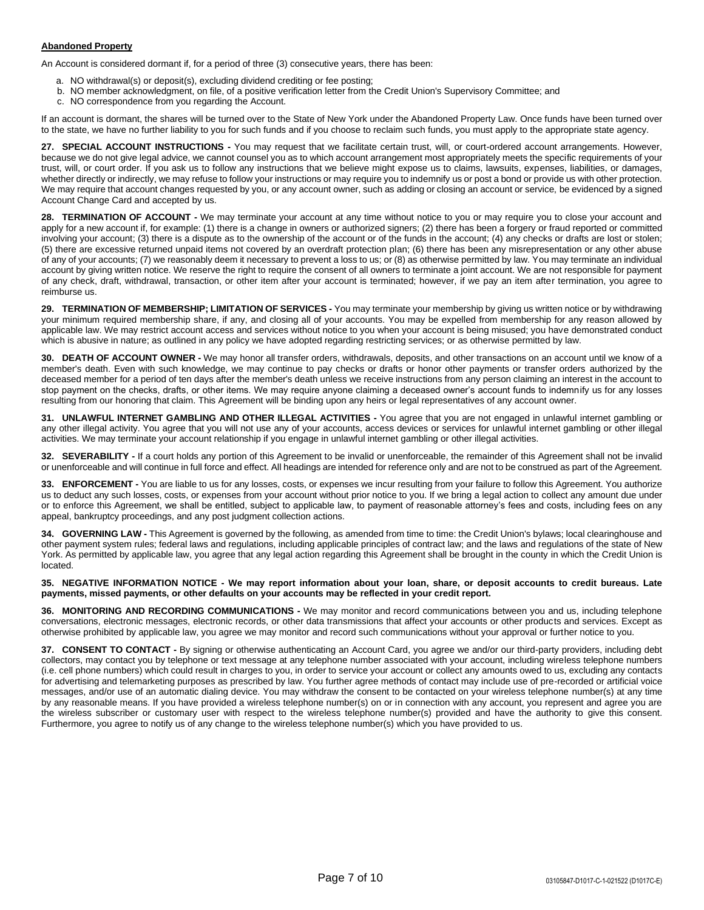**Abandoned Property**

An Account is considered dormant if, for a period of three (3) consecutive years, there has been:

a. NO withdrawal(s) or deposit(s), excluding dividend crediting or fee posting;
b. NO member acknowledgment, on file, of a positive verification letter from the Credit Union's Supervisory Committee; and
c. NO correspondence from you regarding the Account.

If an account is dormant, the shares will be turned over to the State of New York under the Abandoned Property Law. Once funds have been turned over to the state, we have no further liability to you for such funds and if you choose to reclaim such funds, you must apply to the appropriate state agency.

**27. SPECIAL ACCOUNT INSTRUCTIONS -** You may request that we facilitate certain trust, will, or court-ordered account arrangements. However, because we do not give legal advice, we cannot counsel you as to which account arrangement most appropriately meets the specific requirements of your trust, will, or court order. If you ask us to follow any instructions that we believe might expose us to claims, lawsuits, expenses, liabilities, or damages, whether directly or indirectly, we may refuse to follow your instructions or may require you to indemnify us or post a bond or provide us with other protection. We may require that account changes requested by you, or any account owner, such as adding or closing an account or service, be evidenced by a signed Account Change Card and accepted by us.

**28. TERMINATION OF ACCOUNT -** We may terminate your account at any time without notice to you or may require you to close your account and apply for a new account if, for example: (1) there is a change in owners or authorized signers; (2) there has been a forgery or fraud reported or committed involving your account; (3) there is a dispute as to the ownership of the account or of the funds in the account; (4) any checks or drafts are lost or stolen; (5) there are excessive returned unpaid items not covered by an overdraft protection plan; (6) there has been any misrepresentation or any other abuse of any of your accounts; (7) we reasonably deem it necessary to prevent a loss to us; or (8) as otherwise permitted by law. You may terminate an individual account by giving written notice. We reserve the right to require the consent of all owners to terminate a joint account. We are not responsible for payment of any check, draft, withdrawal, transaction, or other item after your account is terminated; however, if we pay an item after termination, you agree to reimburse us.

**29. TERMINATION OF MEMBERSHIP; LIMITATION OF SERVICES -** You may terminate your membership by giving us written notice or by withdrawing your minimum required membership share, if any, and closing all of your accounts. You may be expelled from membership for any reason allowed by applicable law. We may restrict account access and services without notice to you when your account is being misused; you have demonstrated conduct which is abusive in nature; as outlined in any policy we have adopted regarding restricting services; or as otherwise permitted by law.

**30. DEATH OF ACCOUNT OWNER -** We may honor all transfer orders, withdrawals, deposits, and other transactions on an account until we know of a member's death. Even with such knowledge, we may continue to pay checks or drafts or honor other payments or transfer orders authorized by the deceased member for a period of ten days after the member's death unless we receive instructions from any person claiming an interest in the account to stop payment on the checks, drafts, or other items. We may require anyone claiming a deceased owner's account funds to indemnify us for any losses resulting from our honoring that claim. This Agreement will be binding upon any heirs or legal representatives of any account owner.

**31. UNLAWFUL INTERNET GAMBLING AND OTHER ILLEGAL ACTIVITIES -** You agree that you are not engaged in unlawful internet gambling or any other illegal activity. You agree that you will not use any of your accounts, access devices or services for unlawful internet gambling or other illegal activities. We may terminate your account relationship if you engage in unlawful internet gambling or other illegal activities.

**32. SEVERABILITY -** If a court holds any portion of this Agreement to be invalid or unenforceable, the remainder of this Agreement shall not be invalid or unenforceable and will continue in full force and effect. All headings are intended for reference only and are not to be construed as part of the Agreement.

**33. ENFORCEMENT -** You are liable to us for any losses, costs, or expenses we incur resulting from your failure to follow this Agreement. You authorize us to deduct any such losses, costs, or expenses from your account without prior notice to you. If we bring a legal action to collect any amount due under or to enforce this Agreement, we shall be entitled, subject to applicable law, to payment of reasonable attorney's fees and costs, including fees on any appeal, bankruptcy proceedings, and any post judgment collection actions.

**34. GOVERNING LAW -** This Agreement is governed by the following, as amended from time to time: the Credit Union's bylaws; local clearinghouse and other payment system rules; federal laws and regulations, including applicable principles of contract law; and the laws and regulations of the state of New York. As permitted by applicable law, you agree that any legal action regarding this Agreement shall be brought in the county in which the Credit Union is located.

**35. NEGATIVE INFORMATION NOTICE - We may report information about your loan, share, or deposit accounts to credit bureaus. Late payments, missed payments, or other defaults on your accounts may be reflected in your credit report.**

**36. MONITORING AND RECORDING COMMUNICATIONS -** We may monitor and record communications between you and us, including telephone conversations, electronic messages, electronic records, or other data transmissions that affect your accounts or other products and services. Except as otherwise prohibited by applicable law, you agree we may monitor and record such communications without your approval or further notice to you.

**37. CONSENT TO CONTACT -** By signing or otherwise authenticating an Account Card, you agree we and/or our third-party providers, including debt collectors, may contact you by telephone or text message at any telephone number associated with your account, including wireless telephone numbers (i.e. cell phone numbers) which could result in charges to you, in order to service your account or collect any amounts owed to us, excluding any contacts for advertising and telemarketing purposes as prescribed by law. You further agree methods of contact may include use of pre-recorded or artificial voice messages, and/or use of an automatic dialing device. You may withdraw the consent to be contacted on your wireless telephone number(s) at any time by any reasonable means. If you have provided a wireless telephone number(s) on or in connection with any account, you represent and agree you are the wireless subscriber or customary user with respect to the wireless telephone number(s) provided and have the authority to give this consent. Furthermore, you agree to notify us of any change to the wireless telephone number(s) which you have provided to us.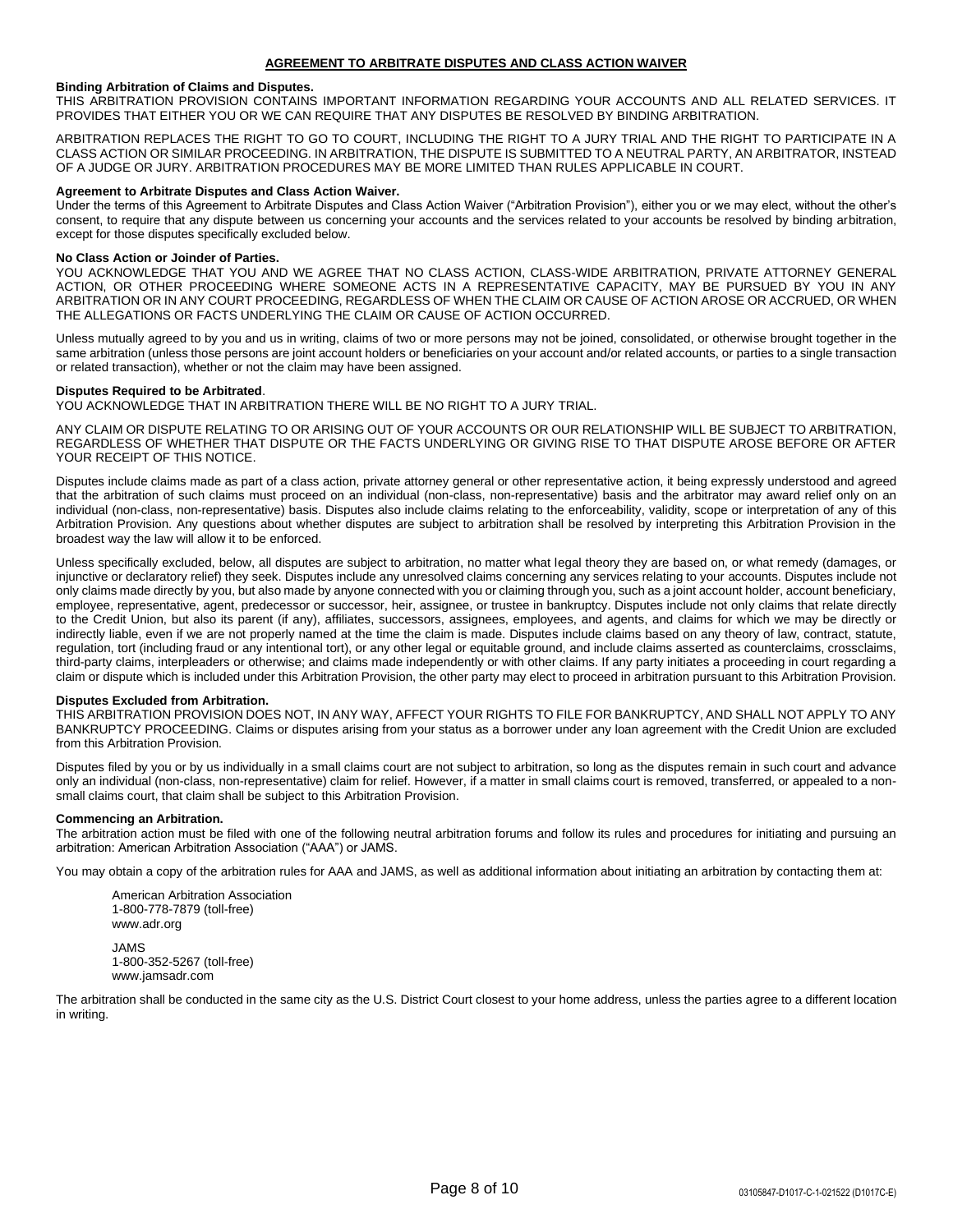## AGREEMENT TO ARBITRATE DISPUTES AND CLASS ACTION WAIVER

**Binding Arbitration of Claims and Disputes.**
THIS ARBITRATION PROVISION CONTAINS IMPORTANT INFORMATION REGARDING YOUR ACCOUNTS AND ALL RELATED SERVICES. IT PROVIDES THAT EITHER YOU OR WE CAN REQUIRE THAT ANY DISPUTES BE RESOLVED BY BINDING ARBITRATION.

ARBITRATION REPLACES THE RIGHT TO GO TO COURT, INCLUDING THE RIGHT TO A JURY TRIAL AND THE RIGHT TO PARTICIPATE IN A CLASS ACTION OR SIMILAR PROCEEDING. IN ARBITRATION, THE DISPUTE IS SUBMITTED TO A NEUTRAL PARTY, AN ARBITRATOR, INSTEAD OF A JUDGE OR JURY. ARBITRATION PROCEDURES MAY BE MORE LIMITED THAN RULES APPLICABLE IN COURT.

**Agreement to Arbitrate Disputes and Class Action Waiver.**
Under the terms of this Agreement to Arbitrate Disputes and Class Action Waiver ("Arbitration Provision"), either you or we may elect, without the other's consent, to require that any dispute between us concerning your accounts and the services related to your accounts be resolved by binding arbitration, except for those disputes specifically excluded below.

**No Class Action or Joinder of Parties.**
YOU ACKNOWLEDGE THAT YOU AND WE AGREE THAT NO CLASS ACTION, CLASS-WIDE ARBITRATION, PRIVATE ATTORNEY GENERAL ACTION, OR OTHER PROCEEDING WHERE SOMEONE ACTS IN A REPRESENTATIVE CAPACITY, MAY BE PURSUED BY YOU IN ANY ARBITRATION OR IN ANY COURT PROCEEDING, REGARDLESS OF WHEN THE CLAIM OR CAUSE OF ACTION AROSE OR ACCRUED, OR WHEN THE ALLEGATIONS OR FACTS UNDERLYING THE CLAIM OR CAUSE OF ACTION OCCURRED.

Unless mutually agreed to by you and us in writing, claims of two or more persons may not be joined, consolidated, or otherwise brought together in the same arbitration (unless those persons are joint account holders or beneficiaries on your account and/or related accounts, or parties to a single transaction or related transaction), whether or not the claim may have been assigned.

**Disputes Required to be Arbitrated**.
YOU ACKNOWLEDGE THAT IN ARBITRATION THERE WILL BE NO RIGHT TO A JURY TRIAL.

ANY CLAIM OR DISPUTE RELATING TO OR ARISING OUT OF YOUR ACCOUNTS OR OUR RELATIONSHIP WILL BE SUBJECT TO ARBITRATION, REGARDLESS OF WHETHER THAT DISPUTE OR THE FACTS UNDERLYING OR GIVING RISE TO THAT DISPUTE AROSE BEFORE OR AFTER YOUR RECEIPT OF THIS NOTICE.

Disputes include claims made as part of a class action, private attorney general or other representative action, it being expressly understood and agreed that the arbitration of such claims must proceed on an individual (non-class, non-representative) basis and the arbitrator may award relief only on an individual (non-class, non-representative) basis. Disputes also include claims relating to the enforceability, validity, scope or interpretation of any of this Arbitration Provision. Any questions about whether disputes are subject to arbitration shall be resolved by interpreting this Arbitration Provision in the broadest way the law will allow it to be enforced.

Unless specifically excluded, below, all disputes are subject to arbitration, no matter what legal theory they are based on, or what remedy (damages, or injunctive or declaratory relief) they seek. Disputes include any unresolved claims concerning any services relating to your accounts. Disputes include not only claims made directly by you, but also made by anyone connected with you or claiming through you, such as a joint account holder, account beneficiary, employee, representative, agent, predecessor or successor, heir, assignee, or trustee in bankruptcy. Disputes include not only claims that relate directly to the Credit Union, but also its parent (if any), affiliates, successors, assignees, employees, and agents, and claims for which we may be directly or indirectly liable, even if we are not properly named at the time the claim is made. Disputes include claims based on any theory of law, contract, statute, regulation, tort (including fraud or any intentional tort), or any other legal or equitable ground, and include claims asserted as counterclaims, crossclaims, third-party claims, interpleaders or otherwise; and claims made independently or with other claims. If any party initiates a proceeding in court regarding a claim or dispute which is included under this Arbitration Provision, the other party may elect to proceed in arbitration pursuant to this Arbitration Provision.

**Disputes Excluded from Arbitration.**
THIS ARBITRATION PROVISION DOES NOT, IN ANY WAY, AFFECT YOUR RIGHTS TO FILE FOR BANKRUPTCY, AND SHALL NOT APPLY TO ANY BANKRUPTCY PROCEEDING. Claims or disputes arising from your status as a borrower under any loan agreement with the Credit Union are excluded from this Arbitration Provision.

Disputes filed by you or by us individually in a small claims court are not subject to arbitration, so long as the disputes remain in such court and advance only an individual (non-class, non-representative) claim for relief. However, if a matter in small claims court is removed, transferred, or appealed to a non-small claims court, that claim shall be subject to this Arbitration Provision.

**Commencing an Arbitration.**
The arbitration action must be filed with one of the following neutral arbitration forums and follow its rules and procedures for initiating and pursuing an arbitration: American Arbitration Association ("AAA") or JAMS.

You may obtain a copy of the arbitration rules for AAA and JAMS, as well as additional information about initiating an arbitration by contacting them at:

American Arbitration Association
1-800-778-7879 (toll-free)
www.adr.org

JAMS
1-800-352-5267 (toll-free)
www.jamsadr.com

The arbitration shall be conducted in the same city as the U.S. District Court closest to your home address, unless the parties agree to a different location in writing.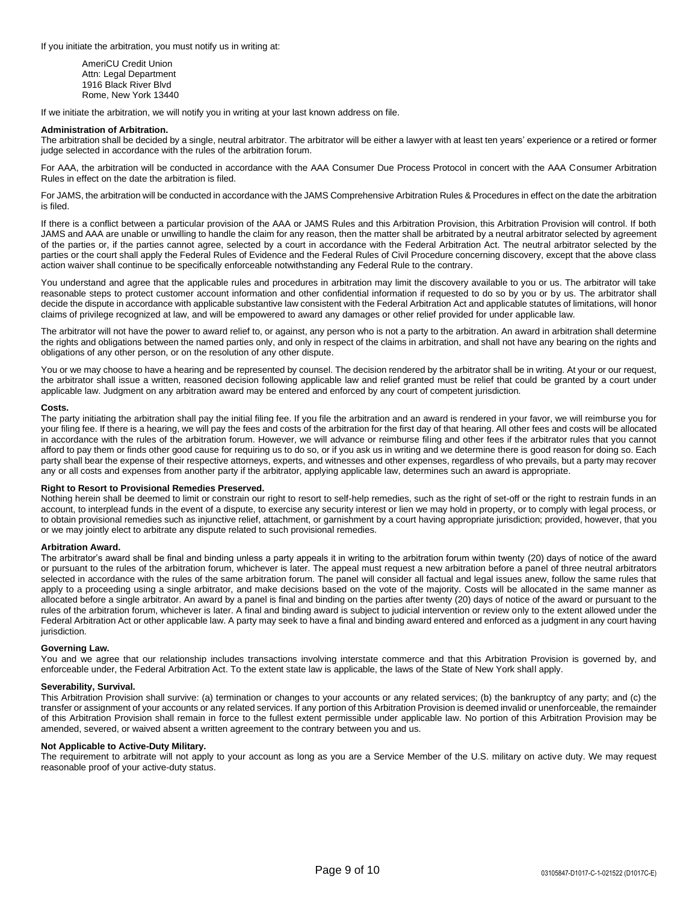If you initiate the arbitration, you must notify us in writing at:

AmeriCU Credit Union  
Attn: Legal Department  
1916 Black River Blvd  
Rome, New York 13440

If we initiate the arbitration, we will notify you in writing at your last known address on file.

**Administration of Arbitration.**  
The arbitration shall be decided by a single, neutral arbitrator. The arbitrator will be either a lawyer with at least ten years' experience or a retired or former judge selected in accordance with the rules of the arbitration forum.

For AAA, the arbitration will be conducted in accordance with the AAA Consumer Due Process Protocol in concert with the AAA Consumer Arbitration Rules in effect on the date the arbitration is filed.

For JAMS, the arbitration will be conducted in accordance with the JAMS Comprehensive Arbitration Rules & Procedures in effect on the date the arbitration is filed.

If there is a conflict between a particular provision of the AAA or JAMS Rules and this Arbitration Provision, this Arbitration Provision will control. If both JAMS and AAA are unable or unwilling to handle the claim for any reason, then the matter shall be arbitrated by a neutral arbitrator selected by agreement of the parties or, if the parties cannot agree, selected by a court in accordance with the Federal Arbitration Act. The neutral arbitrator selected by the parties or the court shall apply the Federal Rules of Evidence and the Federal Rules of Civil Procedure concerning discovery, except that the above class action waiver shall continue to be specifically enforceable notwithstanding any Federal Rule to the contrary.

You understand and agree that the applicable rules and procedures in arbitration may limit the discovery available to you or us. The arbitrator will take reasonable steps to protect customer account information and other confidential information if requested to do so by you or by us. The arbitrator shall decide the dispute in accordance with applicable substantive law consistent with the Federal Arbitration Act and applicable statutes of limitations, will honor claims of privilege recognized at law, and will be empowered to award any damages or other relief provided for under applicable law.

The arbitrator will not have the power to award relief to, or against, any person who is not a party to the arbitration. An award in arbitration shall determine the rights and obligations between the named parties only, and only in respect of the claims in arbitration, and shall not have any bearing on the rights and obligations of any other person, or on the resolution of any other dispute.

You or we may choose to have a hearing and be represented by counsel. The decision rendered by the arbitrator shall be in writing. At your or our request, the arbitrator shall issue a written, reasoned decision following applicable law and relief granted must be relief that could be granted by a court under applicable law. Judgment on any arbitration award may be entered and enforced by any court of competent jurisdiction.

**Costs.**  
The party initiating the arbitration shall pay the initial filing fee. If you file the arbitration and an award is rendered in your favor, we will reimburse you for your filing fee. If there is a hearing, we will pay the fees and costs of the arbitration for the first day of that hearing. All other fees and costs will be allocated in accordance with the rules of the arbitration forum. However, we will advance or reimburse filing and other fees if the arbitrator rules that you cannot afford to pay them or finds other good cause for requiring us to do so, or if you ask us in writing and we determine there is good reason for doing so. Each party shall bear the expense of their respective attorneys, experts, and witnesses and other expenses, regardless of who prevails, but a party may recover any or all costs and expenses from another party if the arbitrator, applying applicable law, determines such an award is appropriate.

**Right to Resort to Provisional Remedies Preserved.**  
Nothing herein shall be deemed to limit or constrain our right to resort to self-help remedies, such as the right of set-off or the right to restrain funds in an account, to interplead funds in the event of a dispute, to exercise any security interest or lien we may hold in property, or to comply with legal process, or to obtain provisional remedies such as injunctive relief, attachment, or garnishment by a court having appropriate jurisdiction; provided, however, that you or we may jointly elect to arbitrate any dispute related to such provisional remedies.

**Arbitration Award.**  
The arbitrator's award shall be final and binding unless a party appeals it in writing to the arbitration forum within twenty (20) days of notice of the award or pursuant to the rules of the arbitration forum, whichever is later. The appeal must request a new arbitration before a panel of three neutral arbitrators selected in accordance with the rules of the same arbitration forum. The panel will consider all factual and legal issues anew, follow the same rules that apply to a proceeding using a single arbitrator, and make decisions based on the vote of the majority. Costs will be allocated in the same manner as allocated before a single arbitrator. An award by a panel is final and binding on the parties after twenty (20) days of notice of the award or pursuant to the rules of the arbitration forum, whichever is later. A final and binding award is subject to judicial intervention or review only to the extent allowed under the Federal Arbitration Act or other applicable law. A party may seek to have a final and binding award entered and enforced as a judgment in any court having jurisdiction.

**Governing Law.**  
You and we agree that our relationship includes transactions involving interstate commerce and that this Arbitration Provision is governed by, and enforceable under, the Federal Arbitration Act. To the extent state law is applicable, the laws of the State of New York shall apply.

**Severability, Survival.**  
This Arbitration Provision shall survive: (a) termination or changes to your accounts or any related services; (b) the bankruptcy of any party; and (c) the transfer or assignment of your accounts or any related services. If any portion of this Arbitration Provision is deemed invalid or unenforceable, the remainder of this Arbitration Provision shall remain in force to the fullest extent permissible under applicable law. No portion of this Arbitration Provision may be amended, severed, or waived absent a written agreement to the contrary between you and us.

**Not Applicable to Active-Duty Military.**  
The requirement to arbitrate will not apply to your account as long as you are a Service Member of the U.S. military on active duty. We may request reasonable proof of your active-duty status.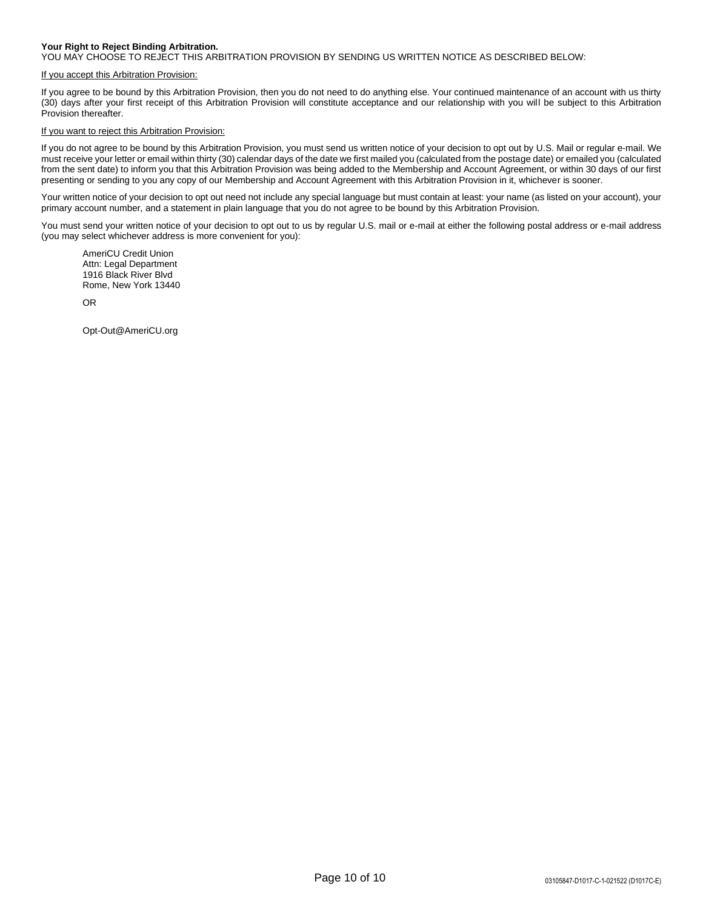**Your Right to Reject Binding Arbitration.**
YOU MAY CHOOSE TO REJECT THIS ARBITRATION PROVISION BY SENDING US WRITTEN NOTICE AS DESCRIBED BELOW:

If you accept this Arbitration Provision:

If you agree to be bound by this Arbitration Provision, then you do not need to do anything else. Your continued maintenance of an account with us thirty (30) days after your first receipt of this Arbitration Provision will constitute acceptance and our relationship with you will be subject to this Arbitration Provision thereafter.

If you want to reject this Arbitration Provision:

If you do not agree to be bound by this Arbitration Provision, you must send us written notice of your decision to opt out by U.S. Mail or regular e-mail. We must receive your letter or email within thirty (30) calendar days of the date we first mailed you (calculated from the postage date) or emailed you (calculated from the sent date) to inform you that this Arbitration Provision was being added to the Membership and Account Agreement, or within 30 days of our first presenting or sending to you any copy of our Membership and Account Agreement with this Arbitration Provision in it, whichever is sooner.

Your written notice of your decision to opt out need not include any special language but must contain at least: your name (as listed on your account), your primary account number, and a statement in plain language that you do not agree to be bound by this Arbitration Provision.

You must send your written notice of your decision to opt out to us by regular U.S. mail or e-mail at either the following postal address or e-mail address (you may select whichever address is more convenient for you):

AmeriCU Credit Union
Attn: Legal Department
1916 Black River Blvd
Rome, New York 13440

OR

Opt-Out@AmeriCU.org

03105847-D1017-C-1-021522 (D1017C-E)